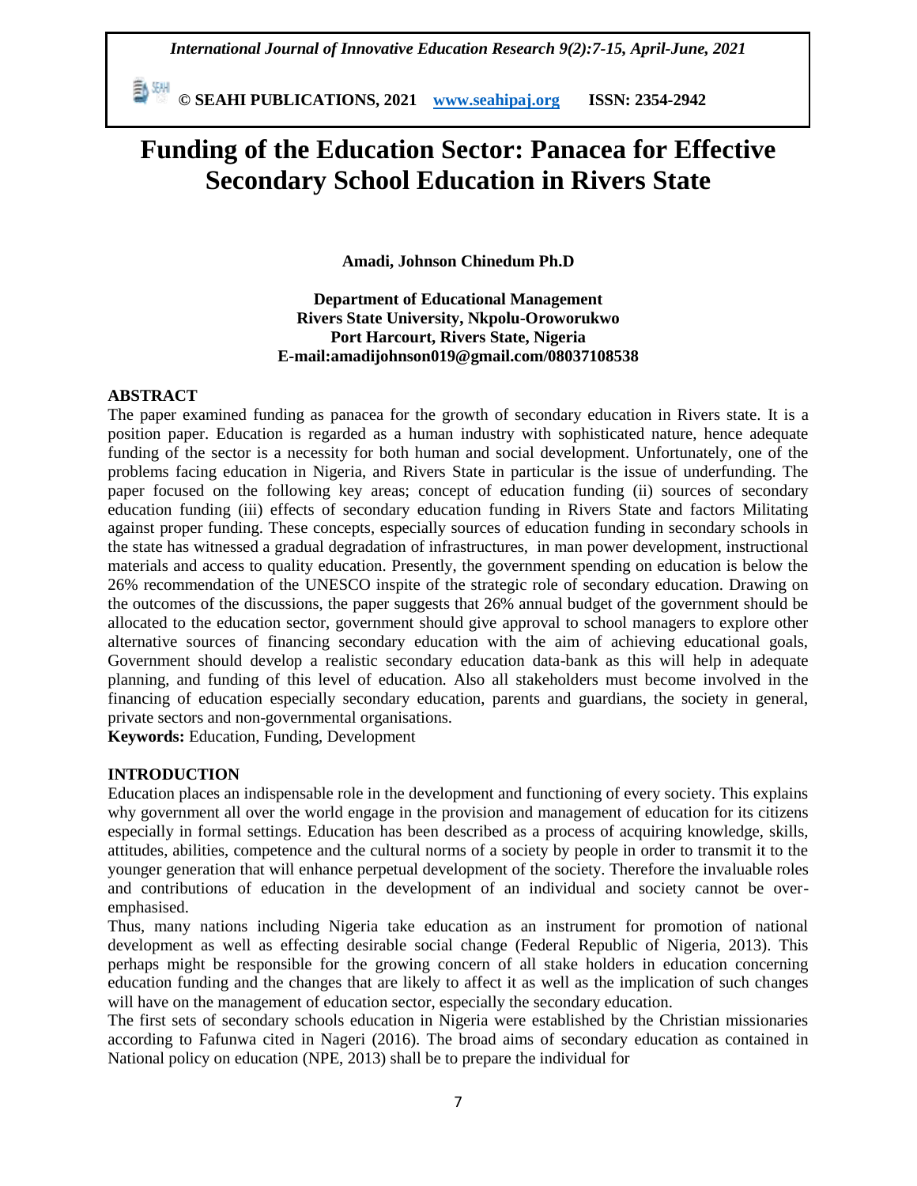# Funding of the Education Sector: Panacea for Effective Secondary School Education in Rivers State

**Amadi, Johnson Chinedum Ph.D**

**Department of Educational Management**
**Rivers State University, Nkpolu-Oroworukwo**
**Port Harcourt, Rivers State, Nigeria**
**E-mail:amadijohnson019@gmail.com/08037108538**

## ABSTRACT

The paper examined funding as panacea for the growth of secondary education in Rivers state. It is a position paper. Education is regarded as a human industry with sophisticated nature, hence adequate funding of the sector is a necessity for both human and social development. Unfortunately, one of the problems facing education in Nigeria, and Rivers State in particular is the issue of underfunding. The paper focused on the following key areas; concept of education funding (ii) sources of secondary education funding (iii) effects of secondary education funding in Rivers State and factors Militating against proper funding. These concepts, especially sources of education funding in secondary schools in the state has witnessed a gradual degradation of infrastructures, in man power development, instructional materials and access to quality education. Presently, the government spending on education is below the 26% recommendation of the UNESCO inspite of the strategic role of secondary education. Drawing on the outcomes of the discussions, the paper suggests that 26% annual budget of the government should be allocated to the education sector, government should give approval to school managers to explore other alternative sources of financing secondary education with the aim of achieving educational goals, Government should develop a realistic secondary education data-bank as this will help in adequate planning, and funding of this level of education. Also all stakeholders must become involved in the financing of education especially secondary education, parents and guardians, the society in general, private sectors and non-governmental organisations.

**Keywords:** Education, Funding, Development

## INTRODUCTION

Education places an indispensable role in the development and functioning of every society. This explains why government all over the world engage in the provision and management of education for its citizens especially in formal settings. Education has been described as a process of acquiring knowledge, skills, attitudes, abilities, competence and the cultural norms of a society by people in order to transmit it to the younger generation that will enhance perpetual development of the society. Therefore the invaluable roles and contributions of education in the development of an individual and society cannot be over-emphasised.

Thus, many nations including Nigeria take education as an instrument for promotion of national development as well as effecting desirable social change (Federal Republic of Nigeria, 2013). This perhaps might be responsible for the growing concern of all stake holders in education concerning education funding and the changes that are likely to affect it as well as the implication of such changes will have on the management of education sector, especially the secondary education.

The first sets of secondary schools education in Nigeria were established by the Christian missionaries according to Fafunwa cited in Nageri (2016). The broad aims of secondary education as contained in National policy on education (NPE, 2013) shall be to prepare the individual for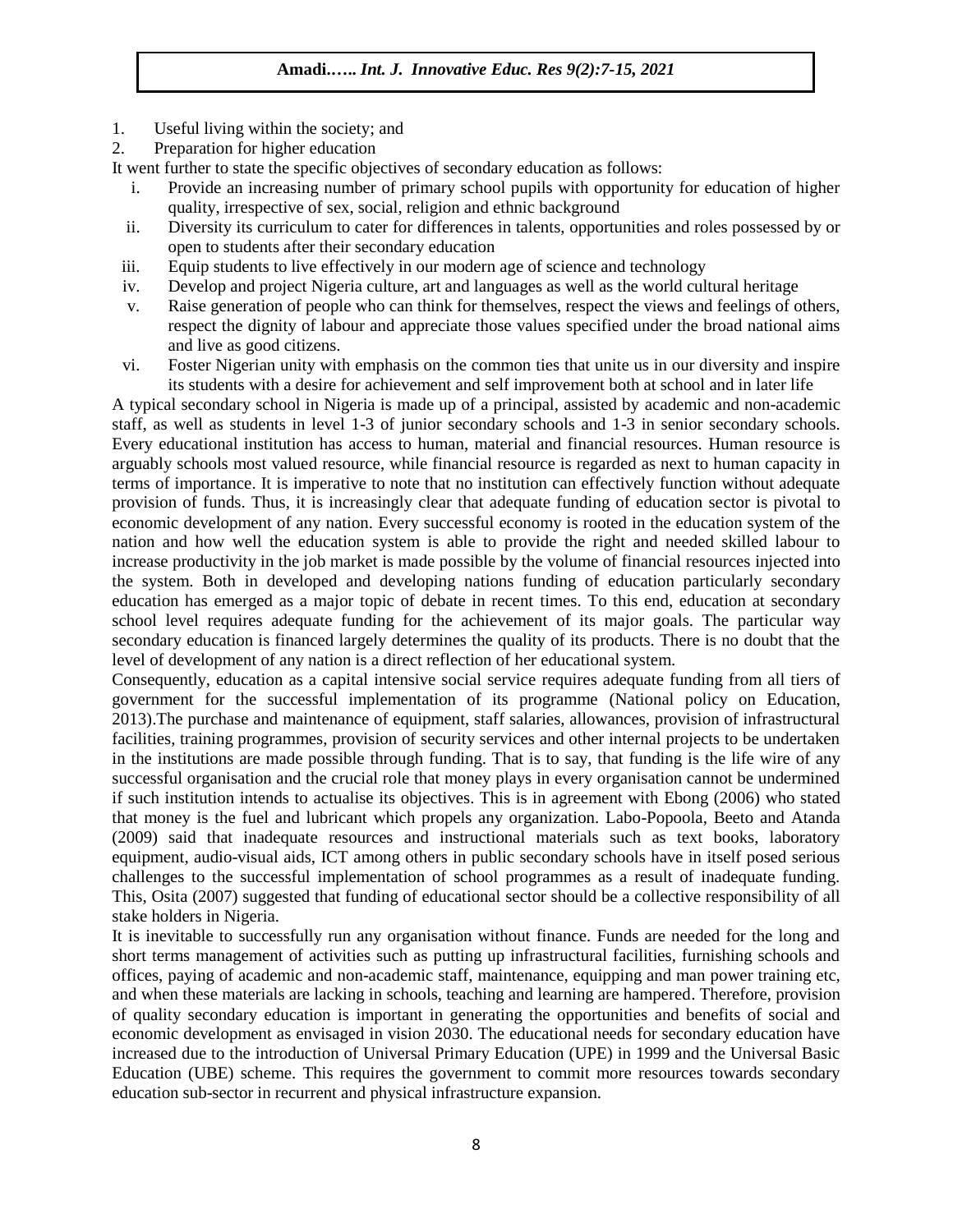1. Useful living within the society; and
2. Preparation for higher education

It went further to state the specific objectives of secondary education as follows:

i. Provide an increasing number of primary school pupils with opportunity for education of higher quality, irrespective of sex, social, religion and ethnic background
ii. Diversity its curriculum to cater for differences in talents, opportunities and roles possessed by or open to students after their secondary education
iii. Equip students to live effectively in our modern age of science and technology
iv. Develop and project Nigeria culture, art and languages as well as the world cultural heritage
v. Raise generation of people who can think for themselves, respect the views and feelings of others, respect the dignity of labour and appreciate those values specified under the broad national aims and live as good citizens.
vi. Foster Nigerian unity with emphasis on the common ties that unite us in our diversity and inspire its students with a desire for achievement and self improvement both at school and in later life

A typical secondary school in Nigeria is made up of a principal, assisted by academic and non-academic staff, as well as students in level 1-3 of junior secondary schools and 1-3 in senior secondary schools. Every educational institution has access to human, material and financial resources. Human resource is arguably schools most valued resource, while financial resource is regarded as next to human capacity in terms of importance. It is imperative to note that no institution can effectively function without adequate provision of funds. Thus, it is increasingly clear that adequate funding of education sector is pivotal to economic development of any nation. Every successful economy is rooted in the education system of the nation and how well the education system is able to provide the right and needed skilled labour to increase productivity in the job market is made possible by the volume of financial resources injected into the system. Both in developed and developing nations funding of education particularly secondary education has emerged as a major topic of debate in recent times. To this end, education at secondary school level requires adequate funding for the achievement of its major goals. The particular way secondary education is financed largely determines the quality of its products. There is no doubt that the level of development of any nation is a direct reflection of her educational system.

Consequently, education as a capital intensive social service requires adequate funding from all tiers of government for the successful implementation of its programme (National policy on Education, 2013).The purchase and maintenance of equipment, staff salaries, allowances, provision of infrastructural facilities, training programmes, provision of security services and other internal projects to be undertaken in the institutions are made possible through funding. That is to say, that funding is the life wire of any successful organisation and the crucial role that money plays in every organisation cannot be undermined if such institution intends to actualise its objectives. This is in agreement with Ebong (2006) who stated that money is the fuel and lubricant which propels any organization. Labo-Popoola, Beeto and Atanda (2009) said that inadequate resources and instructional materials such as text books, laboratory equipment, audio-visual aids, ICT among others in public secondary schools have in itself posed serious challenges to the successful implementation of school programmes as a result of inadequate funding. This, Osita (2007) suggested that funding of educational sector should be a collective responsibility of all stake holders in Nigeria.

It is inevitable to successfully run any organisation without finance. Funds are needed for the long and short terms management of activities such as putting up infrastructural facilities, furnishing schools and offices, paying of academic and non-academic staff, maintenance, equipping and man power training etc, and when these materials are lacking in schools, teaching and learning are hampered. Therefore, provision of quality secondary education is important in generating the opportunities and benefits of social and economic development as envisaged in vision 2030. The educational needs for secondary education have increased due to the introduction of Universal Primary Education (UPE) in 1999 and the Universal Basic Education (UBE) scheme. This requires the government to commit more resources towards secondary education sub-sector in recurrent and physical infrastructure expansion.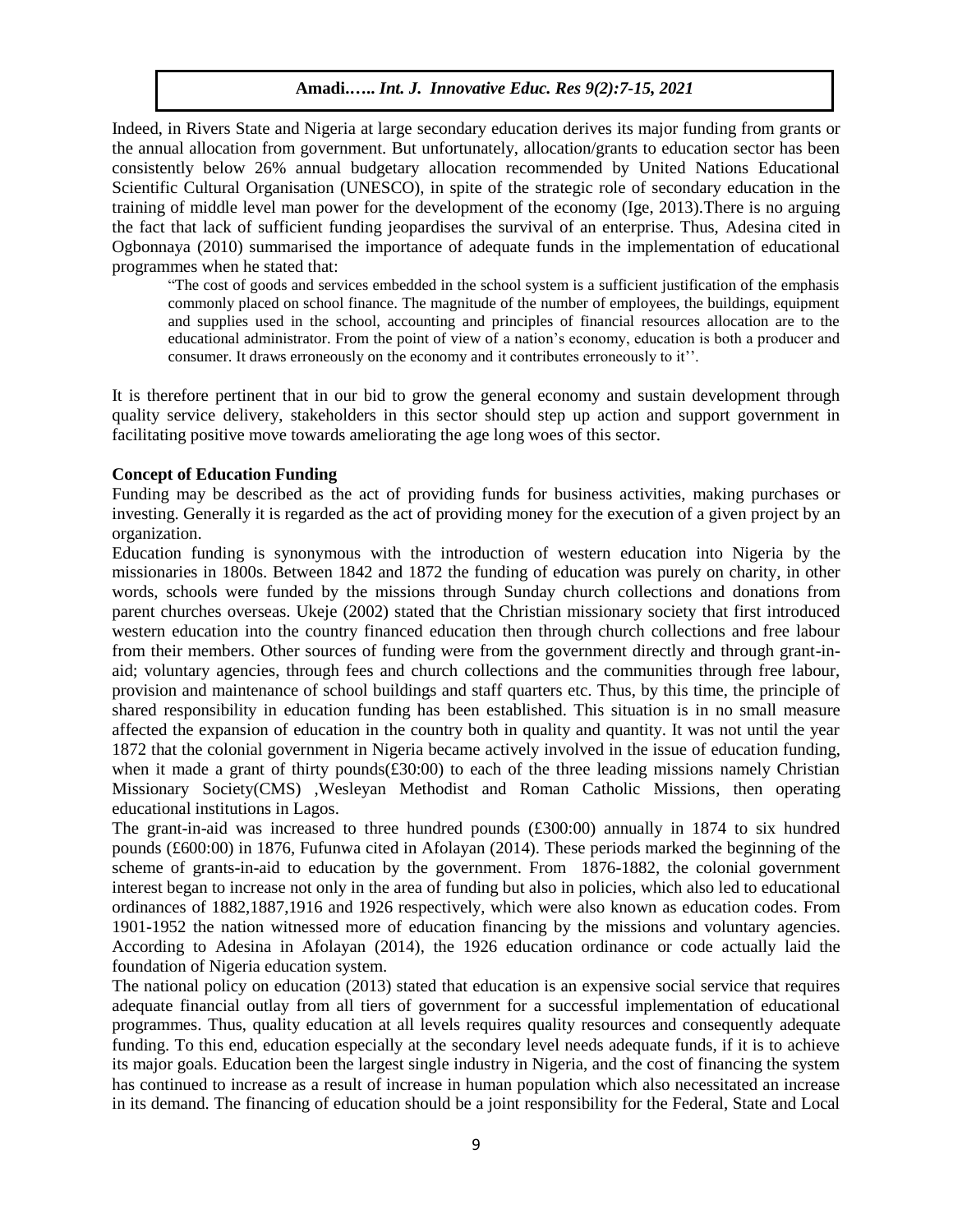Indeed, in Rivers State and Nigeria at large secondary education derives its major funding from grants or the annual allocation from government. But unfortunately, allocation/grants to education sector has been consistently below 26% annual budgetary allocation recommended by United Nations Educational Scientific Cultural Organisation (UNESCO), in spite of the strategic role of secondary education in the training of middle level man power for the development of the economy (Ige, 2013).There is no arguing the fact that lack of sufficient funding jeopardises the survival of an enterprise. Thus, Adesina cited in Ogbonnaya (2010) summarised the importance of adequate funds in the implementation of educational programmes when he stated that:

> "The cost of goods and services embedded in the school system is a sufficient justification of the emphasis commonly placed on school finance. The magnitude of the number of employees, the buildings, equipment and supplies used in the school, accounting and principles of financial resources allocation are to the educational administrator. From the point of view of a nation's economy, education is both a producer and consumer. It draws erroneously on the economy and it contributes erroneously to it''.

It is therefore pertinent that in our bid to grow the general economy and sustain development through quality service delivery, stakeholders in this sector should step up action and support government in facilitating positive move towards ameliorating the age long woes of this sector.

**Concept of Education Funding**

Funding may be described as the act of providing funds for business activities, making purchases or investing. Generally it is regarded as the act of providing money for the execution of a given project by an organization.

Education funding is synonymous with the introduction of western education into Nigeria by the missionaries in 1800s. Between 1842 and 1872 the funding of education was purely on charity, in other words, schools were funded by the missions through Sunday church collections and donations from parent churches overseas. Ukeje (2002) stated that the Christian missionary society that first introduced western education into the country financed education then through church collections and free labour from their members. Other sources of funding were from the government directly and through grant-in-aid; voluntary agencies, through fees and church collections and the communities through free labour, provision and maintenance of school buildings and staff quarters etc. Thus, by this time, the principle of shared responsibility in education funding has been established. This situation is in no small measure affected the expansion of education in the country both in quality and quantity. It was not until the year 1872 that the colonial government in Nigeria became actively involved in the issue of education funding, when it made a grant of thirty pounds(£30:00) to each of the three leading missions namely Christian Missionary Society(CMS) ,Wesleyan Methodist and Roman Catholic Missions, then operating educational institutions in Lagos.

The grant-in-aid was increased to three hundred pounds (£300:00) annually in 1874 to six hundred pounds (£600:00) in 1876, Fufunwa cited in Afolayan (2014). These periods marked the beginning of the scheme of grants-in-aid to education by the government. From 1876-1882, the colonial government interest began to increase not only in the area of funding but also in policies, which also led to educational ordinances of 1882,1887,1916 and 1926 respectively, which were also known as education codes. From 1901-1952 the nation witnessed more of education financing by the missions and voluntary agencies. According to Adesina in Afolayan (2014), the 1926 education ordinance or code actually laid the foundation of Nigeria education system.

The national policy on education (2013) stated that education is an expensive social service that requires adequate financial outlay from all tiers of government for a successful implementation of educational programmes. Thus, quality education at all levels requires quality resources and consequently adequate funding. To this end, education especially at the secondary level needs adequate funds, if it is to achieve its major goals. Education been the largest single industry in Nigeria, and the cost of financing the system has continued to increase as a result of increase in human population which also necessitated an increase in its demand. The financing of education should be a joint responsibility for the Federal, State and Local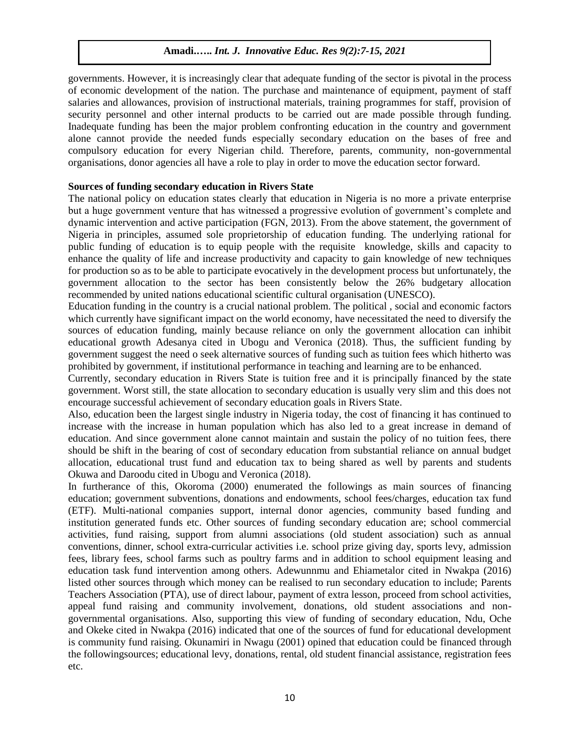governments. However, it is increasingly clear that adequate funding of the sector is pivotal in the process of economic development of the nation. The purchase and maintenance of equipment, payment of staff salaries and allowances, provision of instructional materials, training programmes for staff, provision of security personnel and other internal products to be carried out are made possible through funding. Inadequate funding has been the major problem confronting education in the country and government alone cannot provide the needed funds especially secondary education on the bases of free and compulsory education for every Nigerian child. Therefore, parents, community, non-governmental organisations, donor agencies all have a role to play in order to move the education sector forward.

**Sources of funding secondary education in Rivers State**

The national policy on education states clearly that education in Nigeria is no more a private enterprise but a huge government venture that has witnessed a progressive evolution of government's complete and dynamic intervention and active participation (FGN, 2013). From the above statement, the government of Nigeria in principles, assumed sole proprietorship of education funding. The underlying rational for public funding of education is to equip people with the requisite knowledge, skills and capacity to enhance the quality of life and increase productivity and capacity to gain knowledge of new techniques for production so as to be able to participate evocatively in the development process but unfortunately, the government allocation to the sector has been consistently below the 26% budgetary allocation recommended by united nations educational scientific cultural organisation (UNESCO).

Education funding in the country is a crucial national problem. The political , social and economic factors which currently have significant impact on the world economy, have necessitated the need to diversify the sources of education funding, mainly because reliance on only the government allocation can inhibit educational growth Adesanya cited in Ubogu and Veronica (2018). Thus, the sufficient funding by government suggest the need o seek alternative sources of funding such as tuition fees which hitherto was prohibited by government, if institutional performance in teaching and learning are to be enhanced.

Currently, secondary education in Rivers State is tuition free and it is principally financed by the state government. Worst still, the state allocation to secondary education is usually very slim and this does not encourage successful achievement of secondary education goals in Rivers State.

Also, education been the largest single industry in Nigeria today, the cost of financing it has continued to increase with the increase in human population which has also led to a great increase in demand of education. And since government alone cannot maintain and sustain the policy of no tuition fees, there should be shift in the bearing of cost of secondary education from substantial reliance on annual budget allocation, educational trust fund and education tax to being shared as well by parents and students Okuwa and Daroodu cited in Ubogu and Veronica (2018).

In furtherance of this, Okoroma (2000) enumerated the followings as main sources of financing education; government subventions, donations and endowments, school fees/charges, education tax fund (ETF). Multi-national companies support, internal donor agencies, community based funding and institution generated funds etc. Other sources of funding secondary education are; school commercial activities, fund raising, support from alumni associations (old student association) such as annual conventions, dinner, school extra-curricular activities i.e. school prize giving day, sports levy, admission fees, library fees, school farms such as poultry farms and in addition to school equipment leasing and education task fund intervention among others. Adewunnmu and Ehiametalor cited in Nwakpa (2016) listed other sources through which money can be realised to run secondary education to include; Parents Teachers Association (PTA), use of direct labour, payment of extra lesson, proceed from school activities, appeal fund raising and community involvement, donations, old student associations and non-governmental organisations. Also, supporting this view of funding of secondary education, Ndu, Oche and Okeke cited in Nwakpa (2016) indicated that one of the sources of fund for educational development is community fund raising. Okunamiri in Nwagu (2001) opined that education could be financed through the followingsources; educational levy, donations, rental, old student financial assistance, registration fees etc.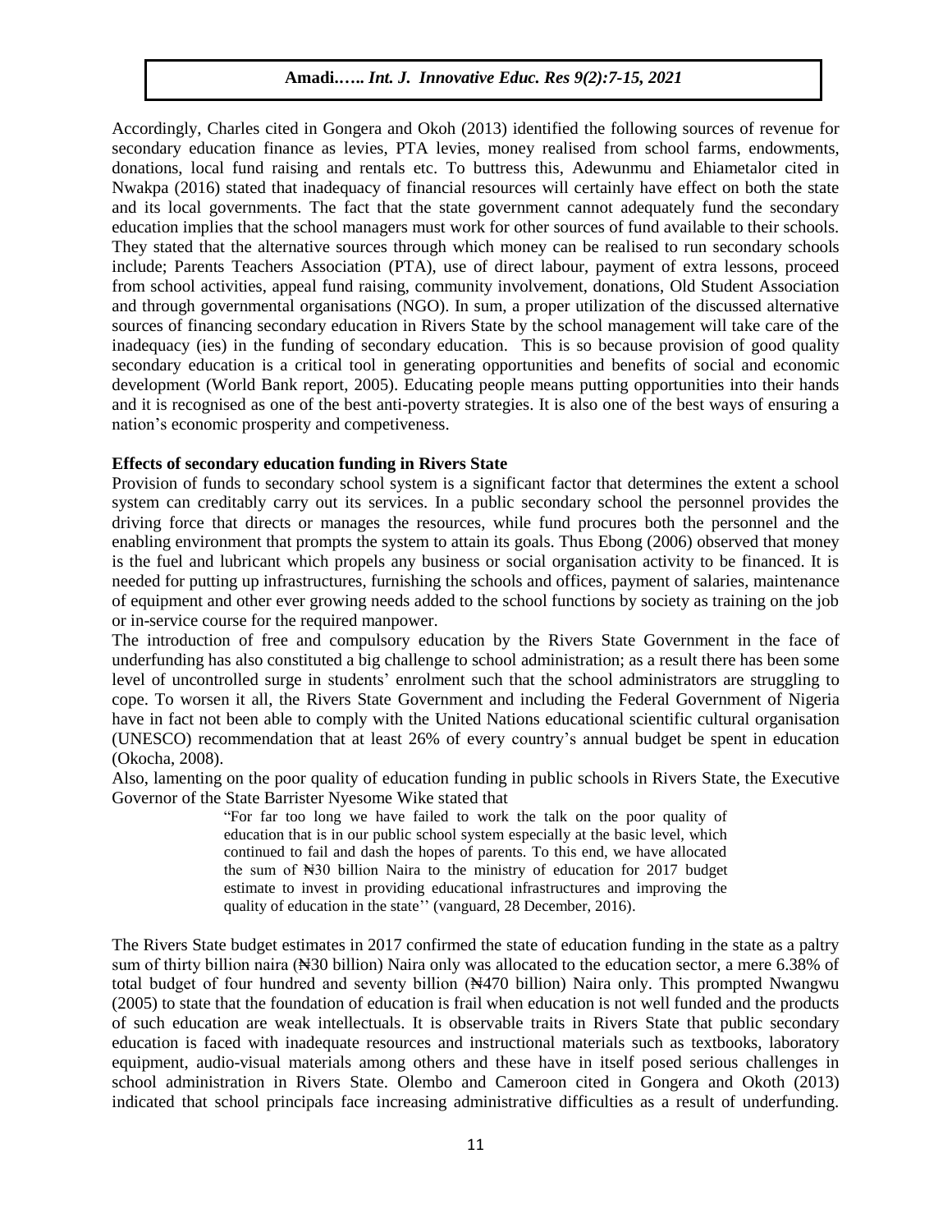Accordingly, Charles cited in Gongera and Okoh (2013) identified the following sources of revenue for secondary education finance as levies, PTA levies, money realised from school farms, endowments, donations, local fund raising and rentals etc. To buttress this, Adewunmu and Ehiametalor cited in Nwakpa (2016) stated that inadequacy of financial resources will certainly have effect on both the state and its local governments. The fact that the state government cannot adequately fund the secondary education implies that the school managers must work for other sources of fund available to their schools. They stated that the alternative sources through which money can be realised to run secondary schools include; Parents Teachers Association (PTA), use of direct labour, payment of extra lessons, proceed from school activities, appeal fund raising, community involvement, donations, Old Student Association and through governmental organisations (NGO). In sum, a proper utilization of the discussed alternative sources of financing secondary education in Rivers State by the school management will take care of the inadequacy (ies) in the funding of secondary education. This is so because provision of good quality secondary education is a critical tool in generating opportunities and benefits of social and economic development (World Bank report, 2005). Educating people means putting opportunities into their hands and it is recognised as one of the best anti-poverty strategies. It is also one of the best ways of ensuring a nation's economic prosperity and competiveness.

**Effects of secondary education funding in Rivers State**

Provision of funds to secondary school system is a significant factor that determines the extent a school system can creditably carry out its services. In a public secondary school the personnel provides the driving force that directs or manages the resources, while fund procures both the personnel and the enabling environment that prompts the system to attain its goals. Thus Ebong (2006) observed that money is the fuel and lubricant which propels any business or social organisation activity to be financed. It is needed for putting up infrastructures, furnishing the schools and offices, payment of salaries, maintenance of equipment and other ever growing needs added to the school functions by society as training on the job or in-service course for the required manpower.

The introduction of free and compulsory education by the Rivers State Government in the face of underfunding has also constituted a big challenge to school administration; as a result there has been some level of uncontrolled surge in students' enrolment such that the school administrators are struggling to cope. To worsen it all, the Rivers State Government and including the Federal Government of Nigeria have in fact not been able to comply with the United Nations educational scientific cultural organisation (UNESCO) recommendation that at least 26% of every country's annual budget be spent in education (Okocha, 2008).

Also, lamenting on the poor quality of education funding in public schools in Rivers State, the Executive Governor of the State Barrister Nyesome Wike stated that

> "For far too long we have failed to work the talk on the poor quality of education that is in our public school system especially at the basic level, which continued to fail and dash the hopes of parents. To this end, we have allocated the sum of ₦30 billion Naira to the ministry of education for 2017 budget estimate to invest in providing educational infrastructures and improving the quality of education in the state'' (vanguard, 28 December, 2016).

The Rivers State budget estimates in 2017 confirmed the state of education funding in the state as a paltry sum of thirty billion naira (₦30 billion) Naira only was allocated to the education sector, a mere 6.38% of total budget of four hundred and seventy billion (₦470 billion) Naira only. This prompted Nwangwu (2005) to state that the foundation of education is frail when education is not well funded and the products of such education are weak intellectuals. It is observable traits in Rivers State that public secondary education is faced with inadequate resources and instructional materials such as textbooks, laboratory equipment, audio-visual materials among others and these have in itself posed serious challenges in school administration in Rivers State. Olembo and Cameroon cited in Gongera and Okoth (2013) indicated that school principals face increasing administrative difficulties as a result of underfunding.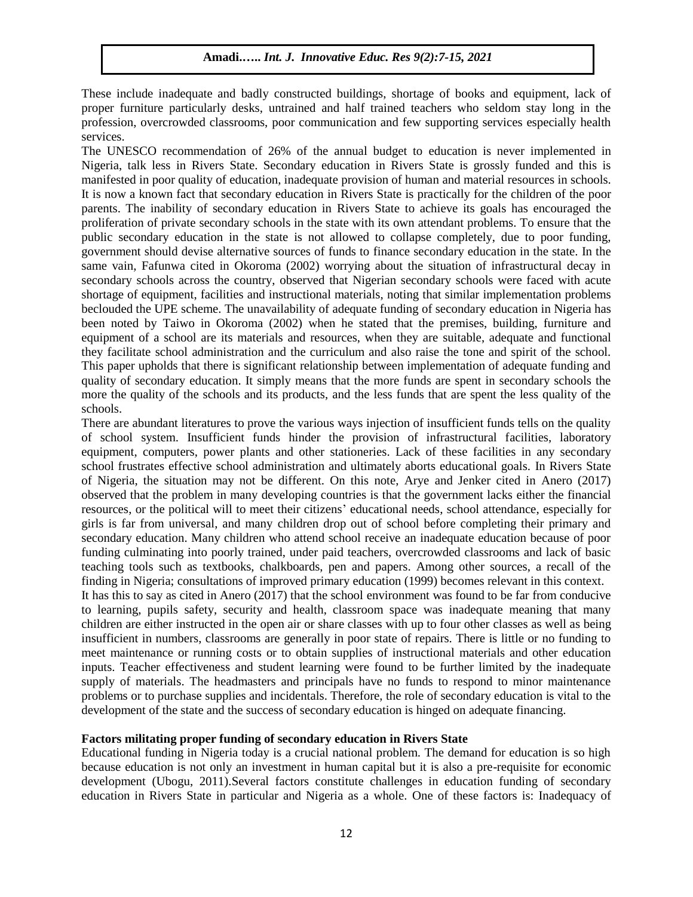These include inadequate and badly constructed buildings, shortage of books and equipment, lack of proper furniture particularly desks, untrained and half trained teachers who seldom stay long in the profession, overcrowded classrooms, poor communication and few supporting services especially health services.

The UNESCO recommendation of 26% of the annual budget to education is never implemented in Nigeria, talk less in Rivers State. Secondary education in Rivers State is grossly funded and this is manifested in poor quality of education, inadequate provision of human and material resources in schools. It is now a known fact that secondary education in Rivers State is practically for the children of the poor parents. The inability of secondary education in Rivers State to achieve its goals has encouraged the proliferation of private secondary schools in the state with its own attendant problems. To ensure that the public secondary education in the state is not allowed to collapse completely, due to poor funding, government should devise alternative sources of funds to finance secondary education in the state. In the same vain, Fafunwa cited in Okoroma (2002) worrying about the situation of infrastructural decay in secondary schools across the country, observed that Nigerian secondary schools were faced with acute shortage of equipment, facilities and instructional materials, noting that similar implementation problems beclouded the UPE scheme. The unavailability of adequate funding of secondary education in Nigeria has been noted by Taiwo in Okoroma (2002) when he stated that the premises, building, furniture and equipment of a school are its materials and resources, when they are suitable, adequate and functional they facilitate school administration and the curriculum and also raise the tone and spirit of the school. This paper upholds that there is significant relationship between implementation of adequate funding and quality of secondary education. It simply means that the more funds are spent in secondary schools the more the quality of the schools and its products, and the less funds that are spent the less quality of the schools.

There are abundant literatures to prove the various ways injection of insufficient funds tells on the quality of school system. Insufficient funds hinder the provision of infrastructural facilities, laboratory equipment, computers, power plants and other stationeries. Lack of these facilities in any secondary school frustrates effective school administration and ultimately aborts educational goals. In Rivers State of Nigeria, the situation may not be different. On this note, Arye and Jenker cited in Anero (2017) observed that the problem in many developing countries is that the government lacks either the financial resources, or the political will to meet their citizens' educational needs, school attendance, especially for girls is far from universal, and many children drop out of school before completing their primary and secondary education. Many children who attend school receive an inadequate education because of poor funding culminating into poorly trained, under paid teachers, overcrowded classrooms and lack of basic teaching tools such as textbooks, chalkboards, pen and papers. Among other sources, a recall of the finding in Nigeria; consultations of improved primary education (1999) becomes relevant in this context.

It has this to say as cited in Anero (2017) that the school environment was found to be far from conducive to learning, pupils safety, security and health, classroom space was inadequate meaning that many children are either instructed in the open air or share classes with up to four other classes as well as being insufficient in numbers, classrooms are generally in poor state of repairs. There is little or no funding to meet maintenance or running costs or to obtain supplies of instructional materials and other education inputs. Teacher effectiveness and student learning were found to be further limited by the inadequate supply of materials. The headmasters and principals have no funds to respond to minor maintenance problems or to purchase supplies and incidentals. Therefore, the role of secondary education is vital to the development of the state and the success of secondary education is hinged on adequate financing.

**Factors militating proper funding of secondary education in Rivers State**

Educational funding in Nigeria today is a crucial national problem. The demand for education is so high because education is not only an investment in human capital but it is also a pre-requisite for economic development (Ubogu, 2011).Several factors constitute challenges in education funding of secondary education in Rivers State in particular and Nigeria as a whole. One of these factors is: Inadequacy of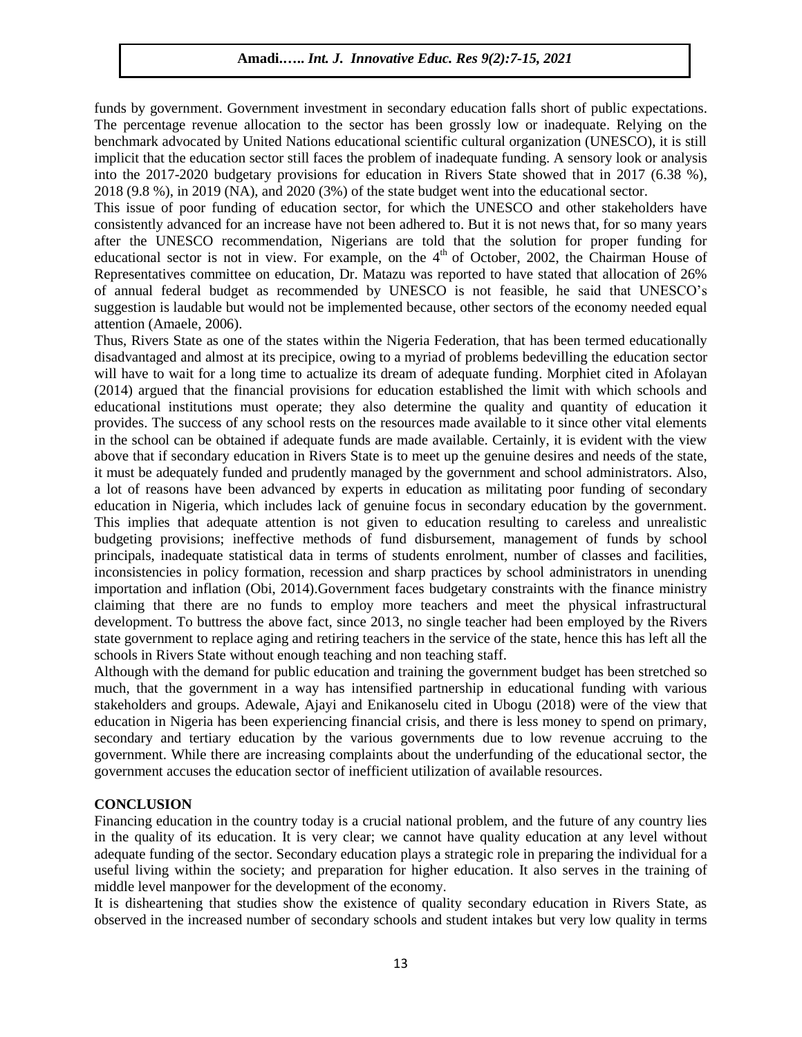funds by government. Government investment in secondary education falls short of public expectations. The percentage revenue allocation to the sector has been grossly low or inadequate. Relying on the benchmark advocated by United Nations educational scientific cultural organization (UNESCO), it is still implicit that the education sector still faces the problem of inadequate funding. A sensory look or analysis into the 2017-2020 budgetary provisions for education in Rivers State showed that in 2017 (6.38 %), 2018 (9.8 %), in 2019 (NA), and 2020 (3%) of the state budget went into the educational sector.

This issue of poor funding of education sector, for which the UNESCO and other stakeholders have consistently advanced for an increase have not been adhered to. But it is not news that, for so many years after the UNESCO recommendation, Nigerians are told that the solution for proper funding for educational sector is not in view. For example, on the 4th of October, 2002, the Chairman House of Representatives committee on education, Dr. Matazu was reported to have stated that allocation of 26% of annual federal budget as recommended by UNESCO is not feasible, he said that UNESCO's suggestion is laudable but would not be implemented because, other sectors of the economy needed equal attention (Amaele, 2006).

Thus, Rivers State as one of the states within the Nigeria Federation, that has been termed educationally disadvantaged and almost at its precipice, owing to a myriad of problems bedevilling the education sector will have to wait for a long time to actualize its dream of adequate funding. Morphiet cited in Afolayan (2014) argued that the financial provisions for education established the limit with which schools and educational institutions must operate; they also determine the quality and quantity of education it provides. The success of any school rests on the resources made available to it since other vital elements in the school can be obtained if adequate funds are made available. Certainly, it is evident with the view above that if secondary education in Rivers State is to meet up the genuine desires and needs of the state, it must be adequately funded and prudently managed by the government and school administrators. Also, a lot of reasons have been advanced by experts in education as militating poor funding of secondary education in Nigeria, which includes lack of genuine focus in secondary education by the government. This implies that adequate attention is not given to education resulting to careless and unrealistic budgeting provisions; ineffective methods of fund disbursement, management of funds by school principals, inadequate statistical data in terms of students enrolment, number of classes and facilities, inconsistencies in policy formation, recession and sharp practices by school administrators in unending importation and inflation (Obi, 2014).Government faces budgetary constraints with the finance ministry claiming that there are no funds to employ more teachers and meet the physical infrastructural development. To buttress the above fact, since 2013, no single teacher had been employed by the Rivers state government to replace aging and retiring teachers in the service of the state, hence this has left all the schools in Rivers State without enough teaching and non teaching staff.

Although with the demand for public education and training the government budget has been stretched so much, that the government in a way has intensified partnership in educational funding with various stakeholders and groups. Adewale, Ajayi and Enikanoselu cited in Ubogu (2018) were of the view that education in Nigeria has been experiencing financial crisis, and there is less money to spend on primary, secondary and tertiary education by the various governments due to low revenue accruing to the government. While there are increasing complaints about the underfunding of the educational sector, the government accuses the education sector of inefficient utilization of available resources.

## CONCLUSION

Financing education in the country today is a crucial national problem, and the future of any country lies in the quality of its education. It is very clear; we cannot have quality education at any level without adequate funding of the sector. Secondary education plays a strategic role in preparing the individual for a useful living within the society; and preparation for higher education. It also serves in the training of middle level manpower for the development of the economy.

It is disheartening that studies show the existence of quality secondary education in Rivers State, as observed in the increased number of secondary schools and student intakes but very low quality in terms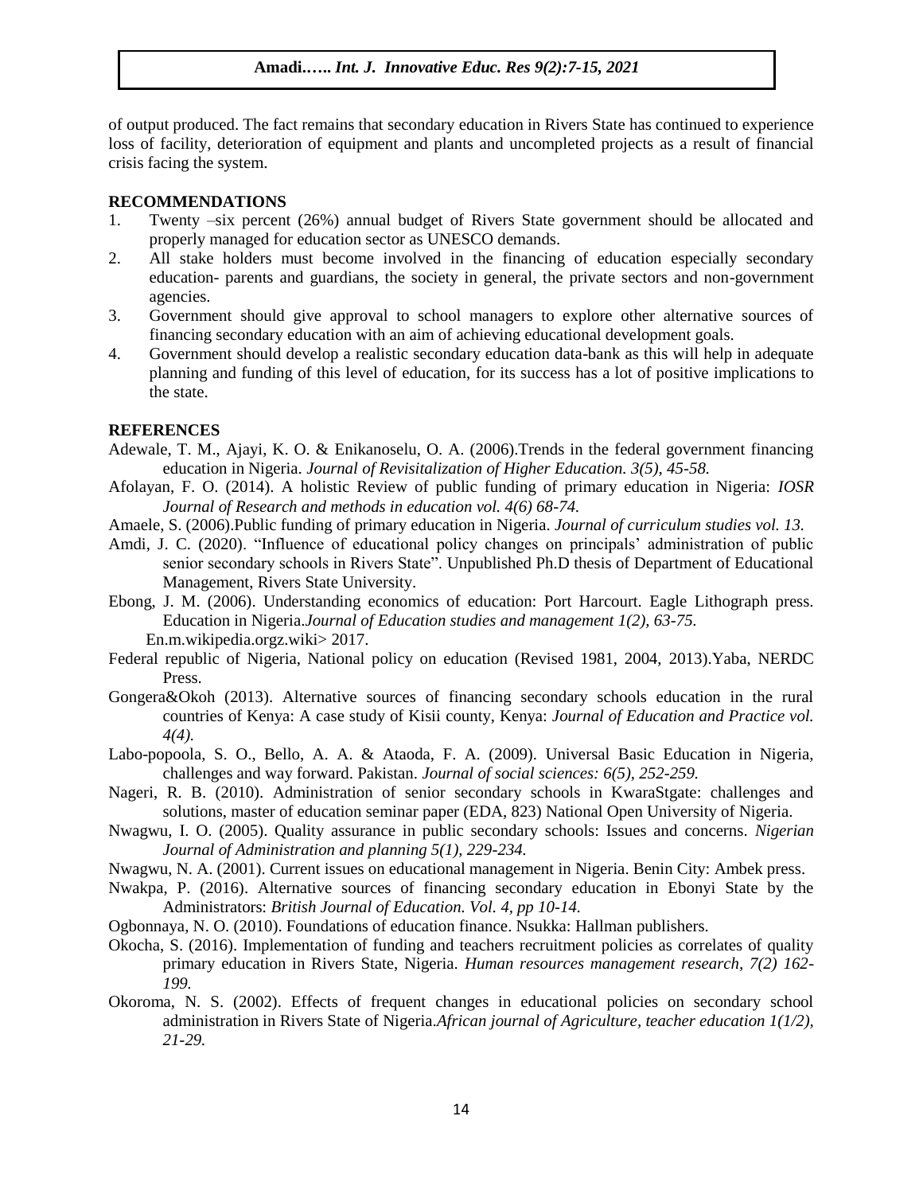of output produced. The fact remains that secondary education in Rivers State has continued to experience loss of facility, deterioration of equipment and plants and uncompleted projects as a result of financial crisis facing the system.

## RECOMMENDATIONS

1. Twenty –six percent (26%) annual budget of Rivers State government should be allocated and properly managed for education sector as UNESCO demands.
2. All stake holders must become involved in the financing of education especially secondary education- parents and guardians, the society in general, the private sectors and non-government agencies.
3. Government should give approval to school managers to explore other alternative sources of financing secondary education with an aim of achieving educational development goals.
4. Government should develop a realistic secondary education data-bank as this will help in adequate planning and funding of this level of education, for its success has a lot of positive implications to the state.

## REFERENCES

Adewale, T. M., Ajayi, K. O. & Enikanoselu, O. A. (2006).Trends in the federal government financing education in Nigeria. *Journal of Revisitalization of Higher Education. 3(5), 45-58.*

Afolayan, F. O. (2014). A holistic Review of public funding of primary education in Nigeria: *IOSR Journal of Research and methods in education vol. 4(6) 68-74.*

Amaele, S. (2006).Public funding of primary education in Nigeria. *Journal of curriculum studies vol. 13.*

Amdi, J. C. (2020). "Influence of educational policy changes on principals' administration of public senior secondary schools in Rivers State". Unpublished Ph.D thesis of Department of Educational Management, Rivers State University.

Ebong, J. M. (2006). Understanding economics of education: Port Harcourt. Eagle Lithograph press. Education in Nigeria.*Journal of Education studies and management 1(2), 63-75.*
En.m.wikipedia.orgz.wiki> 2017.

Federal republic of Nigeria, National policy on education (Revised 1981, 2004, 2013).Yaba, NERDC Press.

Gongera&Okoh (2013). Alternative sources of financing secondary schools education in the rural countries of Kenya: A case study of Kisii county, Kenya: *Journal of Education and Practice vol. 4(4).*

Labo-popoola, S. O., Bello, A. A. & Ataoda, F. A. (2009). Universal Basic Education in Nigeria, challenges and way forward. Pakistan. *Journal of social sciences: 6(5), 252-259.*

Nageri, R. B. (2010). Administration of senior secondary schools in KwaraStgate: challenges and solutions, master of education seminar paper (EDA, 823) National Open University of Nigeria.

Nwagwu, I. O. (2005). Quality assurance in public secondary schools: Issues and concerns. *Nigerian Journal of Administration and planning 5(1), 229-234.*

Nwagwu, N. A. (2001). Current issues on educational management in Nigeria. Benin City: Ambek press.

Nwakpa, P. (2016). Alternative sources of financing secondary education in Ebonyi State by the Administrators: *British Journal of Education. Vol. 4, pp 10-14.*

Ogbonnaya, N. O. (2010). Foundations of education finance. Nsukka: Hallman publishers.

Okocha, S. (2016). Implementation of funding and teachers recruitment policies as correlates of quality primary education in Rivers State, Nigeria. *Human resources management research, 7(2) 162-199.*

Okoroma, N. S. (2002). Effects of frequent changes in educational policies on secondary school administration in Rivers State of Nigeria.*African journal of Agriculture, teacher education 1(1/2), 21-29.*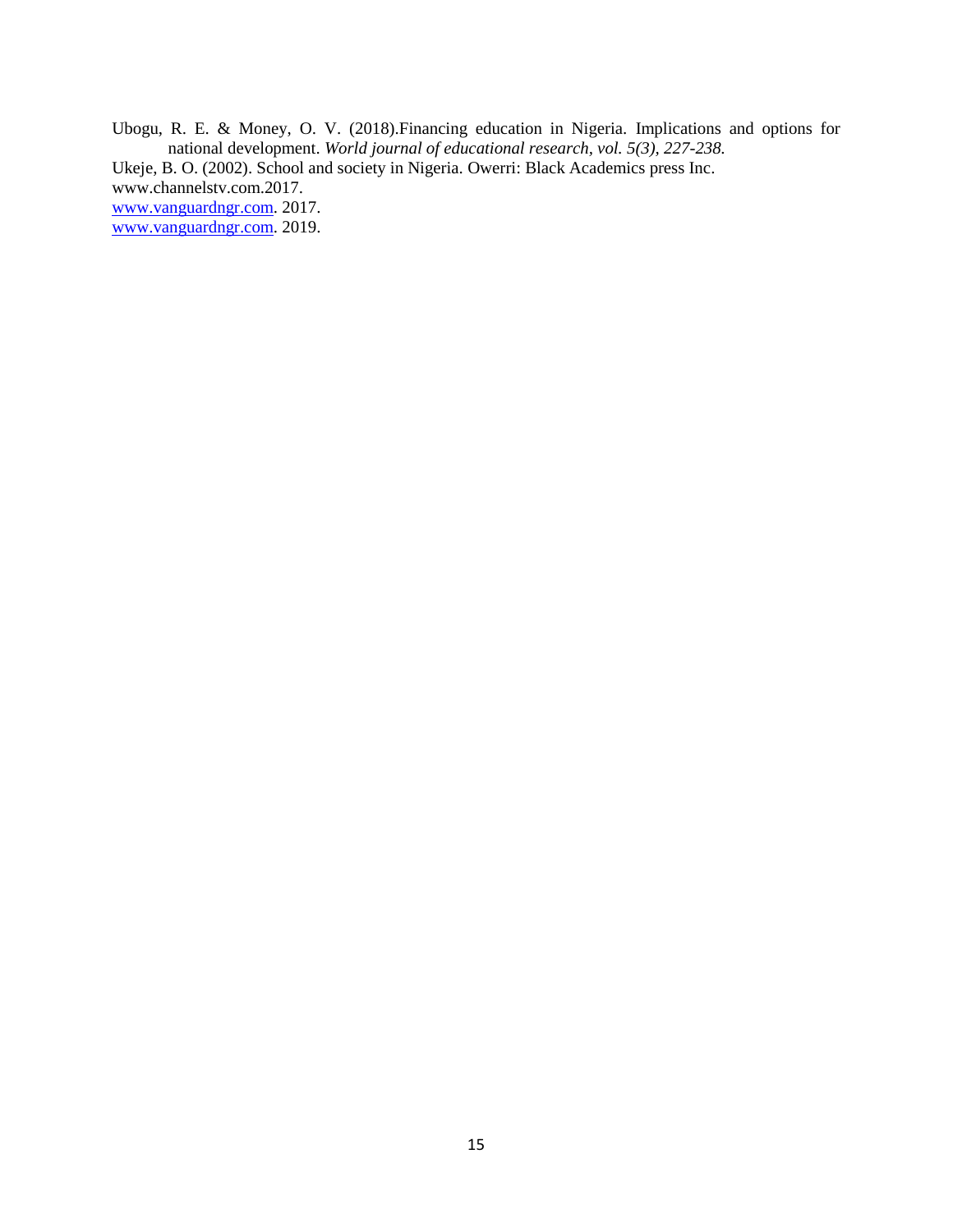Ubogu, R. E. & Money, O. V. (2018).Financing education in Nigeria. Implications and options for national development. *World journal of educational research, vol. 5(3), 227-238.*

Ukeje, B. O. (2002). School and society in Nigeria. Owerri: Black Academics press Inc.

www.channelstv.com.2017.

www.vanguardngr.com. 2017.

www.vanguardngr.com. 2019.